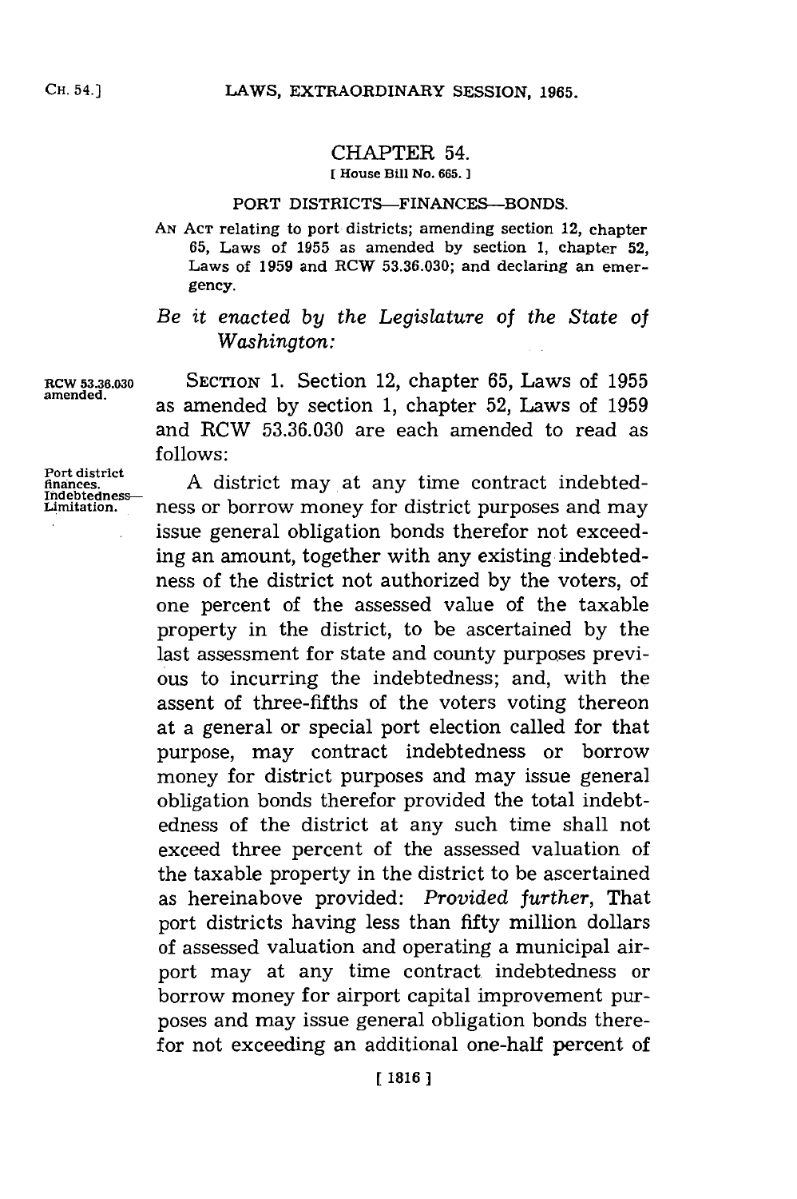# CHAPTER 54.

[ House Bill No. 665. ]

## PORT DISTRICTS—FINANCES—BONDS.

AN ACT relating to port districts; amending section 12, chapter 65, Laws of 1955 as amended by section 1, chapter 52, Laws of 1959 and RCW 53.36.030; and declaring an emergency.

*Be it enacted by the Legislature of the State of Washington:*

RCW 53.36.030 amended.

SECTION 1. Section 12, chapter 65, Laws of 1955 as amended by section 1, chapter 52, Laws of 1959 and RCW 53.36.030 are each amended to read as follows:

Port district finances. Indebtedness—Limitation.

A district may at any time contract indebtedness or borrow money for district purposes and may issue general obligation bonds therefor not exceeding an amount, together with any existing indebtedness of the district not authorized by the voters, of one percent of the assessed value of the taxable property in the district, to be ascertained by the last assessment for state and county purposes previous to incurring the indebtedness; and, with the assent of three-fifths of the voters voting thereon at a general or special port election called for that purpose, may contract indebtedness or borrow money for district purposes and may issue general obligation bonds therefor provided the total indebtedness of the district at any such time shall not exceed three percent of the assessed valuation of the taxable property in the district to be ascertained as hereinabove provided: *Provided further*, That port districts having less than fifty million dollars of assessed valuation and operating a municipal airport may at any time contract indebtedness or borrow money for airport capital improvement purposes and may issue general obligation bonds therefor not exceeding an additional one-half percent of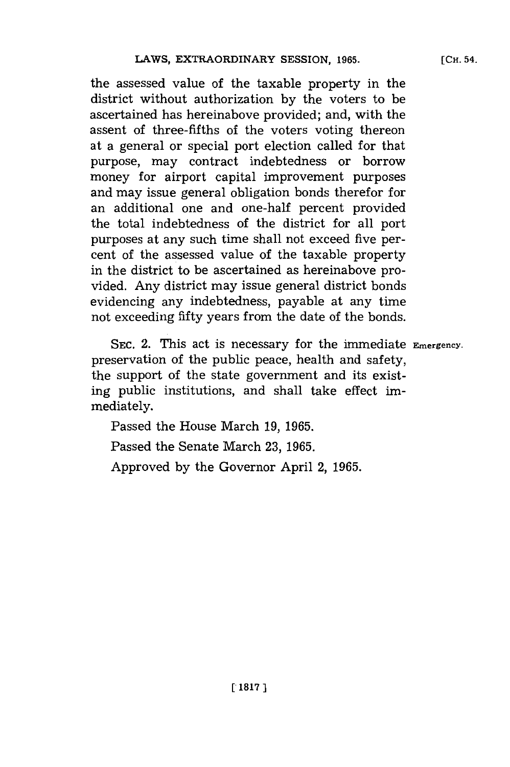the assessed value of the taxable property in the district without authorization by the voters to be ascertained has hereinabove provided; and, with the assent of three-fifths of the voters voting thereon at a general or special port election called for that purpose, may contract indebtedness or borrow money for airport capital improvement purposes and may issue general obligation bonds therefor for an additional one and one-half percent provided the total indebtedness of the district for all port purposes at any such time shall not exceed five percent of the assessed value of the taxable property in the district to be ascertained as hereinabove provided. Any district may issue general district bonds evidencing any indebtedness, payable at any time not exceeding fifty years from the date of the bonds.

SEC. 2. This act is necessary for the immediate preservation of the public peace, health and safety, the support of the state government and its existing public institutions, and shall take effect immediately.

Emergency.

Passed the House March 19, 1965.

Passed the Senate March 23, 1965.

Approved by the Governor April 2, 1965.